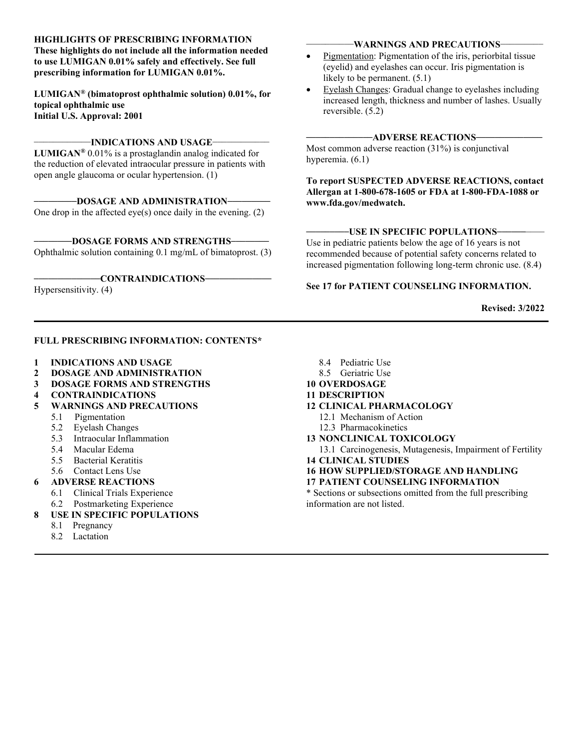**HIGHLIGHTS OF PRESCRIBING INFORMATION**

**These highlights do not include all the information needed to use LUMIGAN 0.01% safely and effectively. See full prescribing information for LUMIGAN 0.01%.**

**LUMIGAN® (bimatoprost ophthalmic solution) 0.01%, for topical ophthalmic use**
**Initial U.S. Approval: 2001**

## INDICATIONS AND USAGE

**LUMIGAN®** 0.01% is a prostaglandin analog indicated for the reduction of elevated intraocular pressure in patients with open angle glaucoma or ocular hypertension. (1)

## DOSAGE AND ADMINISTRATION

One drop in the affected eye(s) once daily in the evening. (2)

## DOSAGE FORMS AND STRENGTHS

Ophthalmic solution containing 0.1 mg/mL of bimatoprost. (3)

## CONTRAINDICATIONS

Hypersensitivity. (4)

## WARNINGS AND PRECAUTIONS

- Pigmentation: Pigmentation of the iris, periorbital tissue (eyelid) and eyelashes can occur. Iris pigmentation is likely to be permanent. (5.1)
- Eyelash Changes: Gradual change to eyelashes including increased length, thickness and number of lashes. Usually reversible. (5.2)

## ADVERSE REACTIONS

Most common adverse reaction (31%) is conjunctival hyperemia. (6.1)

**To report SUSPECTED ADVERSE REACTIONS, contact Allergan at 1-800-678-1605 or FDA at 1-800-FDA-1088 or www.fda.gov/medwatch.**

## USE IN SPECIFIC POPULATIONS

Use in pediatric patients below the age of 16 years is not recommended because of potential safety concerns related to increased pigmentation following long-term chronic use. (8.4)

**See 17 for PATIENT COUNSELING INFORMATION.**

**Revised: 3/2022**

---

**FULL PRESCRIBING INFORMATION: CONTENTS***

**1 INDICATIONS AND USAGE**
**2 DOSAGE AND ADMINISTRATION**
**3 DOSAGE FORMS AND STRENGTHS**
**4 CONTRAINDICATIONS**
**5 WARNINGS AND PRECAUTIONS**
- 5.1 Pigmentation
- 5.2 Eyelash Changes
- 5.3 Intraocular Inflammation
- 5.4 Macular Edema
- 5.5 Bacterial Keratitis
- 5.6 Contact Lens Use

**6 ADVERSE REACTIONS**
- 6.1 Clinical Trials Experience
- 6.2 Postmarketing Experience

**8 USE IN SPECIFIC POPULATIONS**
- 8.1 Pregnancy
- 8.2 Lactation
- 8.4 Pediatric Use
- 8.5 Geriatric Use

**10 OVERDOSAGE**
**11 DESCRIPTION**
**12 CLINICAL PHARMACOLOGY**
- 12.1 Mechanism of Action
- 12.3 Pharmacokinetics

**13 NONCLINICAL TOXICOLOGY**
- 13.1 Carcinogenesis, Mutagenesis, Impairment of Fertility

**14 CLINICAL STUDIES**
**16 HOW SUPPLIED/STORAGE AND HANDLING**
**17 PATIENT COUNSELING INFORMATION**

* Sections or subsections omitted from the full prescribing information are not listed.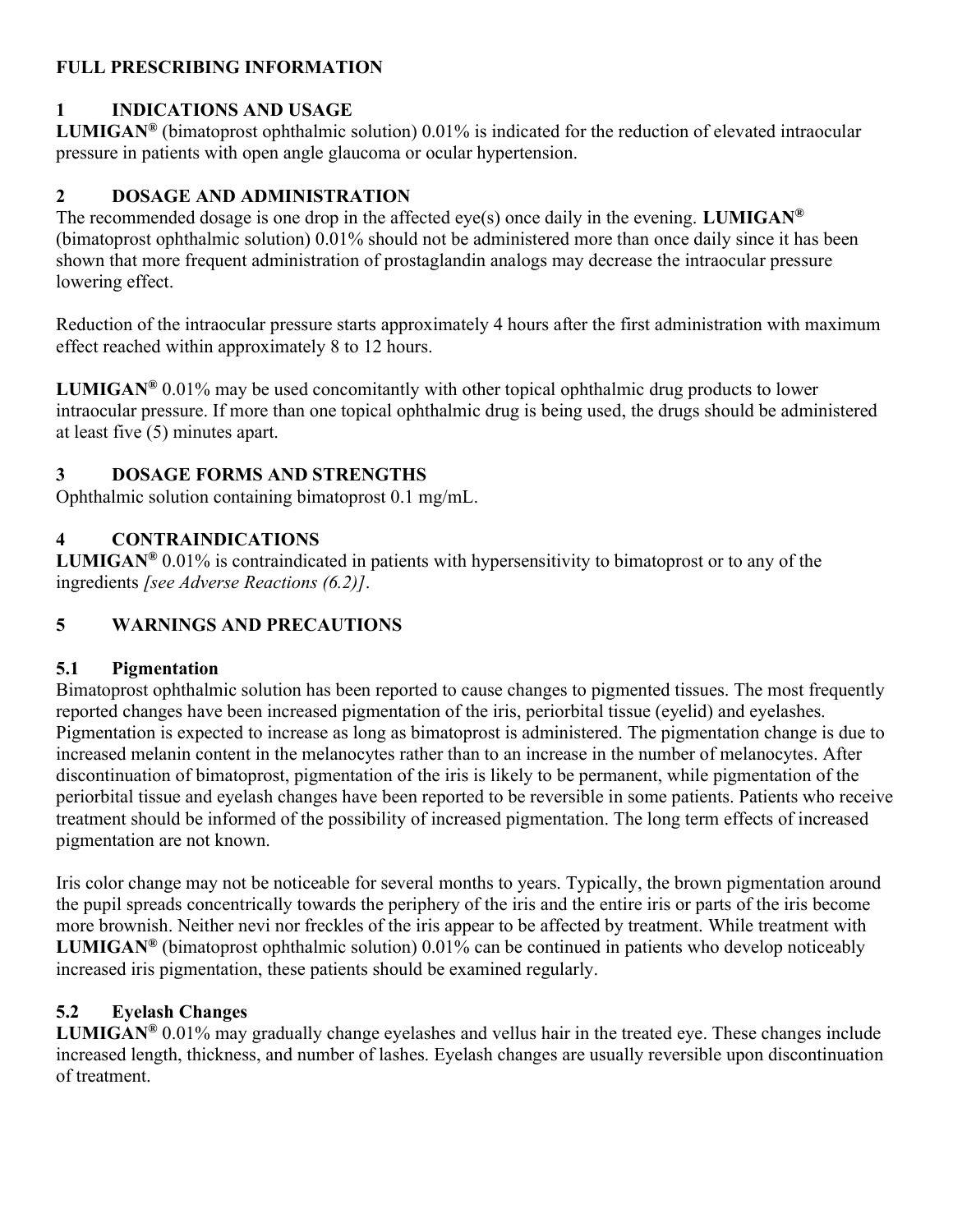# FULL PRESCRIBING INFORMATION

## 1 INDICATIONS AND USAGE

**LUMIGAN®** (bimatoprost ophthalmic solution) 0.01% is indicated for the reduction of elevated intraocular pressure in patients with open angle glaucoma or ocular hypertension.

## 2 DOSAGE AND ADMINISTRATION

The recommended dosage is one drop in the affected eye(s) once daily in the evening. **LUMIGAN®** (bimatoprost ophthalmic solution) 0.01% should not be administered more than once daily since it has been shown that more frequent administration of prostaglandin analogs may decrease the intraocular pressure lowering effect.

Reduction of the intraocular pressure starts approximately 4 hours after the first administration with maximum effect reached within approximately 8 to 12 hours.

**LUMIGAN®** 0.01% may be used concomitantly with other topical ophthalmic drug products to lower intraocular pressure. If more than one topical ophthalmic drug is being used, the drugs should be administered at least five (5) minutes apart.

## 3 DOSAGE FORMS AND STRENGTHS

Ophthalmic solution containing bimatoprost 0.1 mg/mL.

## 4 CONTRAINDICATIONS

**LUMIGAN®** 0.01% is contraindicated in patients with hypersensitivity to bimatoprost or to any of the ingredients *[see Adverse Reactions (6.2)]*.

## 5 WARNINGS AND PRECAUTIONS

### 5.1 Pigmentation

Bimatoprost ophthalmic solution has been reported to cause changes to pigmented tissues. The most frequently reported changes have been increased pigmentation of the iris, periorbital tissue (eyelid) and eyelashes. Pigmentation is expected to increase as long as bimatoprost is administered. The pigmentation change is due to increased melanin content in the melanocytes rather than to an increase in the number of melanocytes. After discontinuation of bimatoprost, pigmentation of the iris is likely to be permanent, while pigmentation of the periorbital tissue and eyelash changes have been reported to be reversible in some patients. Patients who receive treatment should be informed of the possibility of increased pigmentation. The long term effects of increased pigmentation are not known.

Iris color change may not be noticeable for several months to years. Typically, the brown pigmentation around the pupil spreads concentrically towards the periphery of the iris and the entire iris or parts of the iris become more brownish. Neither nevi nor freckles of the iris appear to be affected by treatment. While treatment with **LUMIGAN®** (bimatoprost ophthalmic solution) 0.01% can be continued in patients who develop noticeably increased iris pigmentation, these patients should be examined regularly.

### 5.2 Eyelash Changes

**LUMIGAN®** 0.01% may gradually change eyelashes and vellus hair in the treated eye. These changes include increased length, thickness, and number of lashes. Eyelash changes are usually reversible upon discontinuation of treatment.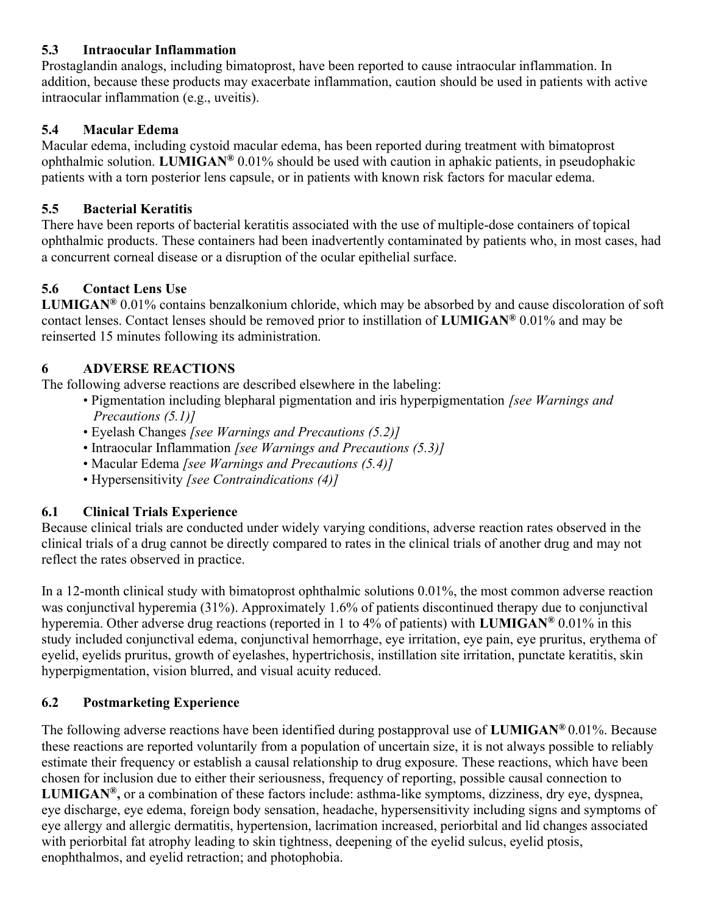### 5.3 Intraocular Inflammation

Prostaglandin analogs, including bimatoprost, have been reported to cause intraocular inflammation. In addition, because these products may exacerbate inflammation, caution should be used in patients with active intraocular inflammation (e.g., uveitis).

### 5.4 Macular Edema

Macular edema, including cystoid macular edema, has been reported during treatment with bimatoprost ophthalmic solution. **LUMIGAN®** 0.01% should be used with caution in aphakic patients, in pseudophakic patients with a torn posterior lens capsule, or in patients with known risk factors for macular edema.

### 5.5 Bacterial Keratitis

There have been reports of bacterial keratitis associated with the use of multiple-dose containers of topical ophthalmic products. These containers had been inadvertently contaminated by patients who, in most cases, had a concurrent corneal disease or a disruption of the ocular epithelial surface.

### 5.6 Contact Lens Use

**LUMIGAN®** 0.01% contains benzalkonium chloride, which may be absorbed by and cause discoloration of soft contact lenses. Contact lenses should be removed prior to instillation of **LUMIGAN®** 0.01% and may be reinserted 15 minutes following its administration.

## 6 ADVERSE REACTIONS

The following adverse reactions are described elsewhere in the labeling:

- Pigmentation including blepharal pigmentation and iris hyperpigmentation *[see Warnings and Precautions (5.1)]*
- Eyelash Changes *[see Warnings and Precautions (5.2)]*
- Intraocular Inflammation *[see Warnings and Precautions (5.3)]*
- Macular Edema *[see Warnings and Precautions (5.4)]*
- Hypersensitivity *[see Contraindications (4)]*

### 6.1 Clinical Trials Experience

Because clinical trials are conducted under widely varying conditions, adverse reaction rates observed in the clinical trials of a drug cannot be directly compared to rates in the clinical trials of another drug and may not reflect the rates observed in practice.

In a 12-month clinical study with bimatoprost ophthalmic solutions 0.01%, the most common adverse reaction was conjunctival hyperemia (31%). Approximately 1.6% of patients discontinued therapy due to conjunctival hyperemia. Other adverse drug reactions (reported in 1 to 4% of patients) with **LUMIGAN®** 0.01% in this study included conjunctival edema, conjunctival hemorrhage, eye irritation, eye pain, eye pruritus, erythema of eyelid, eyelids pruritus, growth of eyelashes, hypertrichosis, instillation site irritation, punctate keratitis, skin hyperpigmentation, vision blurred, and visual acuity reduced.

### 6.2 Postmarketing Experience

The following adverse reactions have been identified during postapproval use of **LUMIGAN®** 0.01%. Because these reactions are reported voluntarily from a population of uncertain size, it is not always possible to reliably estimate their frequency or establish a causal relationship to drug exposure. These reactions, which have been chosen for inclusion due to either their seriousness, frequency of reporting, possible causal connection to **LUMIGAN®**, or a combination of these factors include: asthma-like symptoms, dizziness, dry eye, dyspnea, eye discharge, eye edema, foreign body sensation, headache, hypersensitivity including signs and symptoms of eye allergy and allergic dermatitis, hypertension, lacrimation increased, periorbital and lid changes associated with periorbital fat atrophy leading to skin tightness, deepening of the eyelid sulcus, eyelid ptosis, enophthalmos, and eyelid retraction; and photophobia.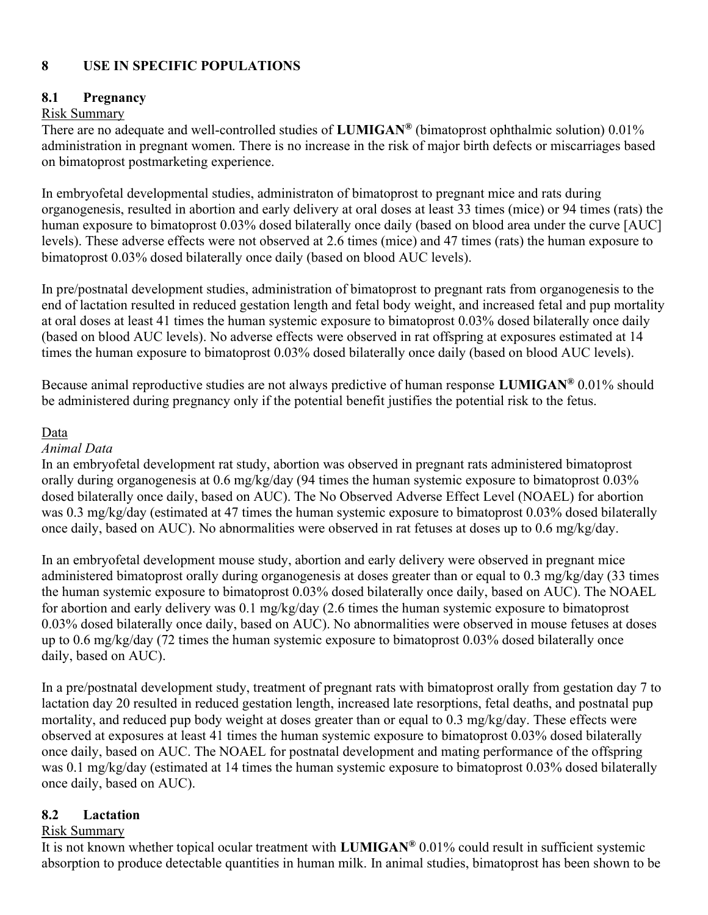## 8 USE IN SPECIFIC POPULATIONS

### 8.1 Pregnancy

Risk Summary

There are no adequate and well-controlled studies of **LUMIGAN®** (bimatoprost ophthalmic solution) 0.01% administration in pregnant women. There is no increase in the risk of major birth defects or miscarriages based on bimatoprost postmarketing experience.

In embryofetal developmental studies, administraton of bimatoprost to pregnant mice and rats during organogenesis, resulted in abortion and early delivery at oral doses at least 33 times (mice) or 94 times (rats) the human exposure to bimatoprost 0.03% dosed bilaterally once daily (based on blood area under the curve [AUC] levels). These adverse effects were not observed at 2.6 times (mice) and 47 times (rats) the human exposure to bimatoprost 0.03% dosed bilaterally once daily (based on blood AUC levels).

In pre/postnatal development studies, administration of bimatoprost to pregnant rats from organogenesis to the end of lactation resulted in reduced gestation length and fetal body weight, and increased fetal and pup mortality at oral doses at least 41 times the human systemic exposure to bimatoprost 0.03% dosed bilaterally once daily (based on blood AUC levels). No adverse effects were observed in rat offspring at exposures estimated at 14 times the human exposure to bimatoprost 0.03% dosed bilaterally once daily (based on blood AUC levels).

Because animal reproductive studies are not always predictive of human response **LUMIGAN®** 0.01% should be administered during pregnancy only if the potential benefit justifies the potential risk to the fetus.

Data

*Animal Data*

In an embryofetal development rat study, abortion was observed in pregnant rats administered bimatoprost orally during organogenesis at 0.6 mg/kg/day (94 times the human systemic exposure to bimatoprost 0.03% dosed bilaterally once daily, based on AUC). The No Observed Adverse Effect Level (NOAEL) for abortion was 0.3 mg/kg/day (estimated at 47 times the human systemic exposure to bimatoprost 0.03% dosed bilaterally once daily, based on AUC). No abnormalities were observed in rat fetuses at doses up to 0.6 mg/kg/day.

In an embryofetal development mouse study, abortion and early delivery were observed in pregnant mice administered bimatoprost orally during organogenesis at doses greater than or equal to 0.3 mg/kg/day (33 times the human systemic exposure to bimatoprost 0.03% dosed bilaterally once daily, based on AUC). The NOAEL for abortion and early delivery was 0.1 mg/kg/day (2.6 times the human systemic exposure to bimatoprost 0.03% dosed bilaterally once daily, based on AUC). No abnormalities were observed in mouse fetuses at doses up to 0.6 mg/kg/day (72 times the human systemic exposure to bimatoprost 0.03% dosed bilaterally once daily, based on AUC).

In a pre/postnatal development study, treatment of pregnant rats with bimatoprost orally from gestation day 7 to lactation day 20 resulted in reduced gestation length, increased late resorptions, fetal deaths, and postnatal pup mortality, and reduced pup body weight at doses greater than or equal to 0.3 mg/kg/day. These effects were observed at exposures at least 41 times the human systemic exposure to bimatoprost 0.03% dosed bilaterally once daily, based on AUC. The NOAEL for postnatal development and mating performance of the offspring was 0.1 mg/kg/day (estimated at 14 times the human systemic exposure to bimatoprost 0.03% dosed bilaterally once daily, based on AUC).

### 8.2 Lactation

Risk Summary

It is not known whether topical ocular treatment with **LUMIGAN®** 0.01% could result in sufficient systemic absorption to produce detectable quantities in human milk. In animal studies, bimatoprost has been shown to be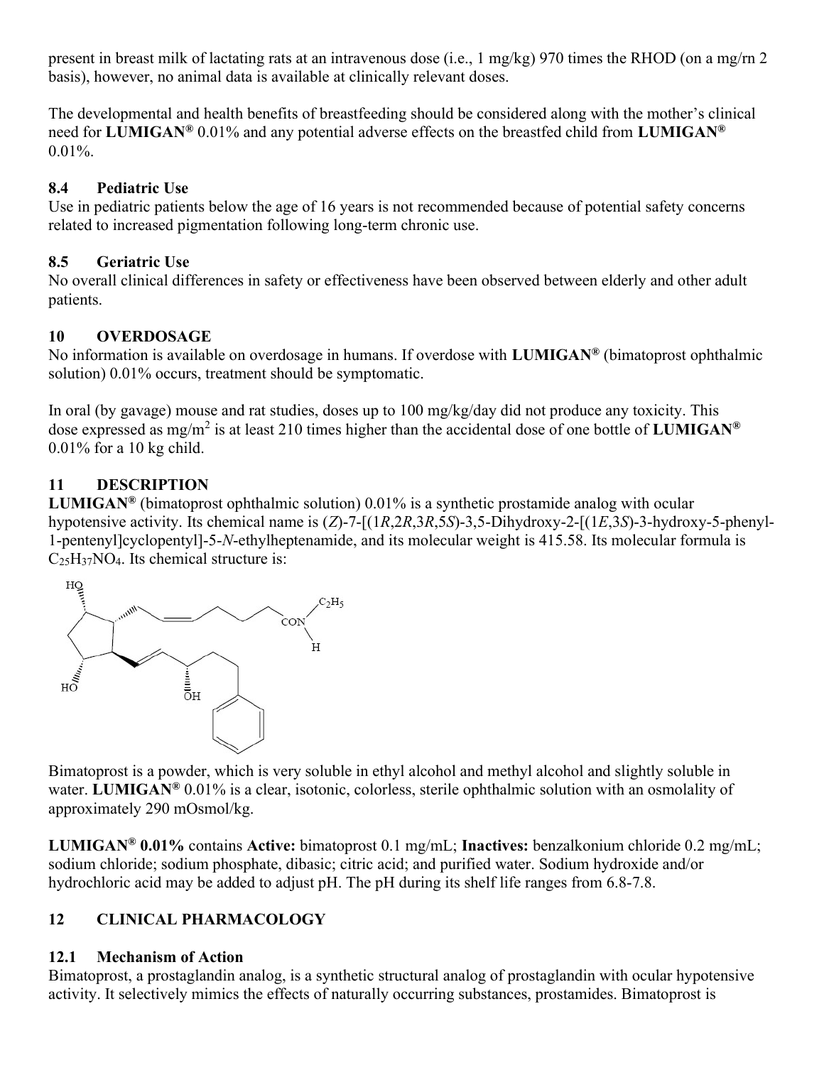present in breast milk of lactating rats at an intravenous dose (i.e., 1 mg/kg) 970 times the RHOD (on a mg/rn 2 basis), however, no animal data is available at clinically relevant doses.

The developmental and health benefits of breastfeeding should be considered along with the mother's clinical need for **LUMIGAN®** 0.01% and any potential adverse effects on the breastfed child from **LUMIGAN®** 0.01%.

### 8.4 Pediatric Use

Use in pediatric patients below the age of 16 years is not recommended because of potential safety concerns related to increased pigmentation following long-term chronic use.

### 8.5 Geriatric Use

No overall clinical differences in safety or effectiveness have been observed between elderly and other adult patients.

## 10 OVERDOSAGE

No information is available on overdosage in humans. If overdose with **LUMIGAN®** (bimatoprost ophthalmic solution) 0.01% occurs, treatment should be symptomatic.

In oral (by gavage) mouse and rat studies, doses up to 100 mg/kg/day did not produce any toxicity. This dose expressed as mg/m$^2$ is at least 210 times higher than the accidental dose of one bottle of **LUMIGAN®** 0.01% for a 10 kg child.

## 11 DESCRIPTION

**LUMIGAN®** (bimatoprost ophthalmic solution) 0.01% is a synthetic prostamide analog with ocular hypotensive activity. Its chemical name is (*Z*)-7-[(1*R*,2*R*,3*R*,5*S*)-3,5-Dihydroxy-2-[(1*E*,3*S*)-3-hydroxy-5-phenyl-1-pentenyl]cyclopentyl]-5-*N*-ethylheptenamide, and its molecular weight is 415.58. Its molecular formula is $C_{25}H_{37}NO_4$. Its chemical structure is:

Bimatoprost is a powder, which is very soluble in ethyl alcohol and methyl alcohol and slightly soluble in water. **LUMIGAN®** 0.01% is a clear, isotonic, colorless, sterile ophthalmic solution with an osmolality of approximately 290 mOsmol/kg.

**LUMIGAN® 0.01%** contains **Active:** bimatoprost 0.1 mg/mL; **Inactives:** benzalkonium chloride 0.2 mg/mL; sodium chloride; sodium phosphate, dibasic; citric acid; and purified water. Sodium hydroxide and/or hydrochloric acid may be added to adjust pH. The pH during its shelf life ranges from 6.8-7.8.

## 12 CLINICAL PHARMACOLOGY

### 12.1 Mechanism of Action

Bimatoprost, a prostaglandin analog, is a synthetic structural analog of prostaglandin with ocular hypotensive activity. It selectively mimics the effects of naturally occurring substances, prostamides. Bimatoprost is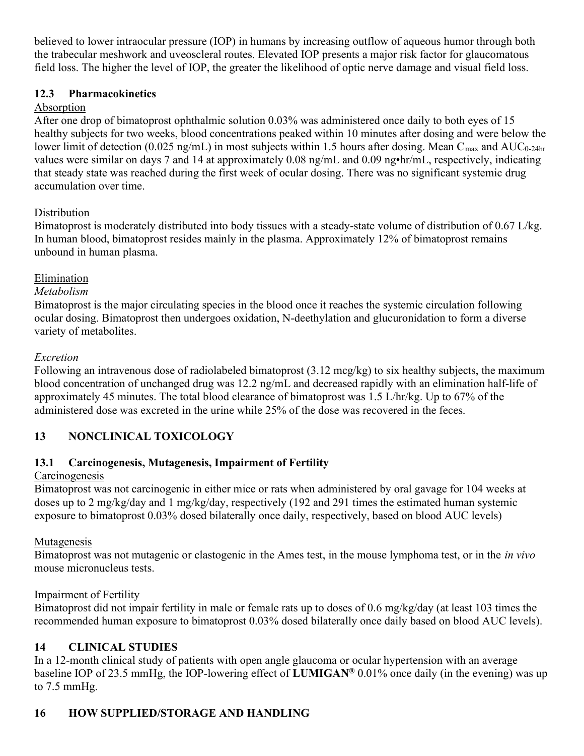believed to lower intraocular pressure (IOP) in humans by increasing outflow of aqueous humor through both the trabecular meshwork and uveoscleral routes. Elevated IOP presents a major risk factor for glaucomatous field loss. The higher the level of IOP, the greater the likelihood of optic nerve damage and visual field loss.

### 12.3 Pharmacokinetics

Absorption

After one drop of bimatoprost ophthalmic solution 0.03% was administered once daily to both eyes of 15 healthy subjects for two weeks, blood concentrations peaked within 10 minutes after dosing and were below the lower limit of detection (0.025 ng/mL) in most subjects within 1.5 hours after dosing. Mean $C_{max}$ and $AUC_{0\text{-}24hr}$ values were similar on days 7 and 14 at approximately 0.08 ng/mL and 0.09 ng•hr/mL, respectively, indicating that steady state was reached during the first week of ocular dosing. There was no significant systemic drug accumulation over time.

Distribution

Bimatoprost is moderately distributed into body tissues with a steady-state volume of distribution of 0.67 L/kg. In human blood, bimatoprost resides mainly in the plasma. Approximately 12% of bimatoprost remains unbound in human plasma.

Elimination

*Metabolism*

Bimatoprost is the major circulating species in the blood once it reaches the systemic circulation following ocular dosing. Bimatoprost then undergoes oxidation, N-deethylation and glucuronidation to form a diverse variety of metabolites.

*Excretion*

Following an intravenous dose of radiolabeled bimatoprost (3.12 mcg/kg) to six healthy subjects, the maximum blood concentration of unchanged drug was 12.2 ng/mL and decreased rapidly with an elimination half-life of approximately 45 minutes. The total blood clearance of bimatoprost was 1.5 L/hr/kg. Up to 67% of the administered dose was excreted in the urine while 25% of the dose was recovered in the feces.

## 13 NONCLINICAL TOXICOLOGY

### 13.1 Carcinogenesis, Mutagenesis, Impairment of Fertility

Carcinogenesis

Bimatoprost was not carcinogenic in either mice or rats when administered by oral gavage for 104 weeks at doses up to 2 mg/kg/day and 1 mg/kg/day, respectively (192 and 291 times the estimated human systemic exposure to bimatoprost 0.03% dosed bilaterally once daily, respectively, based on blood AUC levels)

Mutagenesis

Bimatoprost was not mutagenic or clastogenic in the Ames test, in the mouse lymphoma test, or in the *in vivo* mouse micronucleus tests.

Impairment of Fertility

Bimatoprost did not impair fertility in male or female rats up to doses of 0.6 mg/kg/day (at least 103 times the recommended human exposure to bimatoprost 0.03% dosed bilaterally once daily based on blood AUC levels).

## 14 CLINICAL STUDIES

In a 12-month clinical study of patients with open angle glaucoma or ocular hypertension with an average baseline IOP of 23.5 mmHg, the IOP-lowering effect of **LUMIGAN®** 0.01% once daily (in the evening) was up to 7.5 mmHg.

## 16 HOW SUPPLIED/STORAGE AND HANDLING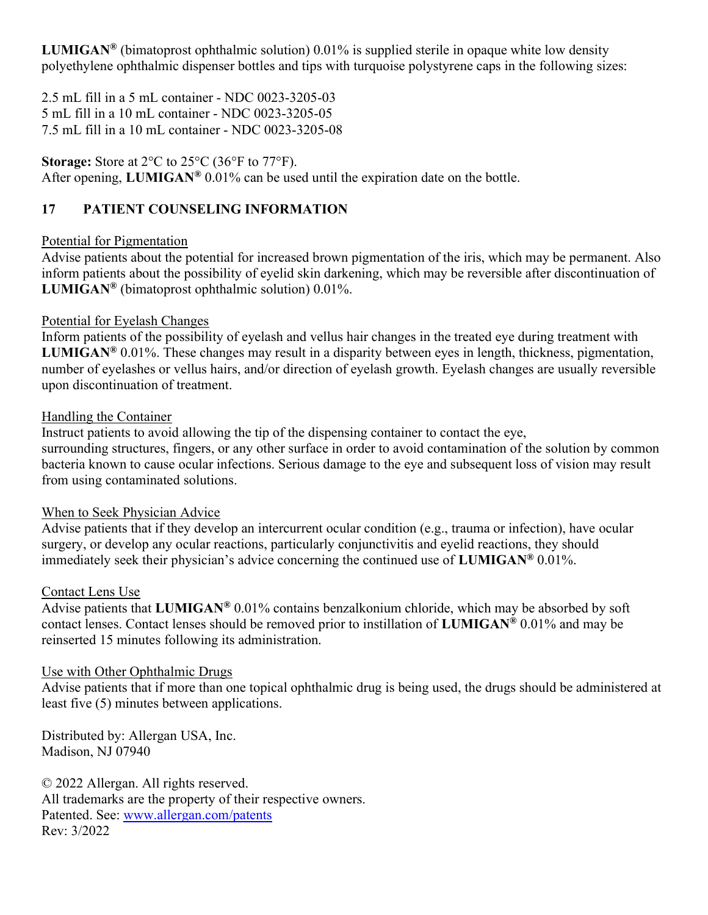**LUMIGAN®** (bimatoprost ophthalmic solution) 0.01% is supplied sterile in opaque white low density polyethylene ophthalmic dispenser bottles and tips with turquoise polystyrene caps in the following sizes:

2.5 mL fill in a 5 mL container - NDC 0023-3205-03
5 mL fill in a 10 mL container - NDC 0023-3205-05
7.5 mL fill in a 10 mL container - NDC 0023-3205-08

**Storage:** Store at 2°C to 25°C (36°F to 77°F).
After opening, **LUMIGAN®** 0.01% can be used until the expiration date on the bottle.

## 17 PATIENT COUNSELING INFORMATION

Potential for Pigmentation
Advise patients about the potential for increased brown pigmentation of the iris, which may be permanent. Also inform patients about the possibility of eyelid skin darkening, which may be reversible after discontinuation of **LUMIGAN®** (bimatoprost ophthalmic solution) 0.01%.

Potential for Eyelash Changes
Inform patients of the possibility of eyelash and vellus hair changes in the treated eye during treatment with **LUMIGAN®** 0.01%. These changes may result in a disparity between eyes in length, thickness, pigmentation, number of eyelashes or vellus hairs, and/or direction of eyelash growth. Eyelash changes are usually reversible upon discontinuation of treatment.

Handling the Container
Instruct patients to avoid allowing the tip of the dispensing container to contact the eye, surrounding structures, fingers, or any other surface in order to avoid contamination of the solution by common bacteria known to cause ocular infections. Serious damage to the eye and subsequent loss of vision may result from using contaminated solutions.

When to Seek Physician Advice
Advise patients that if they develop an intercurrent ocular condition (e.g., trauma or infection), have ocular surgery, or develop any ocular reactions, particularly conjunctivitis and eyelid reactions, they should immediately seek their physician's advice concerning the continued use of **LUMIGAN®** 0.01%.

Contact Lens Use
Advise patients that **LUMIGAN®** 0.01% contains benzalkonium chloride, which may be absorbed by soft contact lenses. Contact lenses should be removed prior to instillation of **LUMIGAN®** 0.01% and may be reinserted 15 minutes following its administration.

Use with Other Ophthalmic Drugs
Advise patients that if more than one topical ophthalmic drug is being used, the drugs should be administered at least five (5) minutes between applications.

Distributed by: Allergan USA, Inc.
Madison, NJ 07940

© 2022 Allergan. All rights reserved.
All trademarks are the property of their respective owners.
Patented. See: www.allergan.com/patents
Rev: 3/2022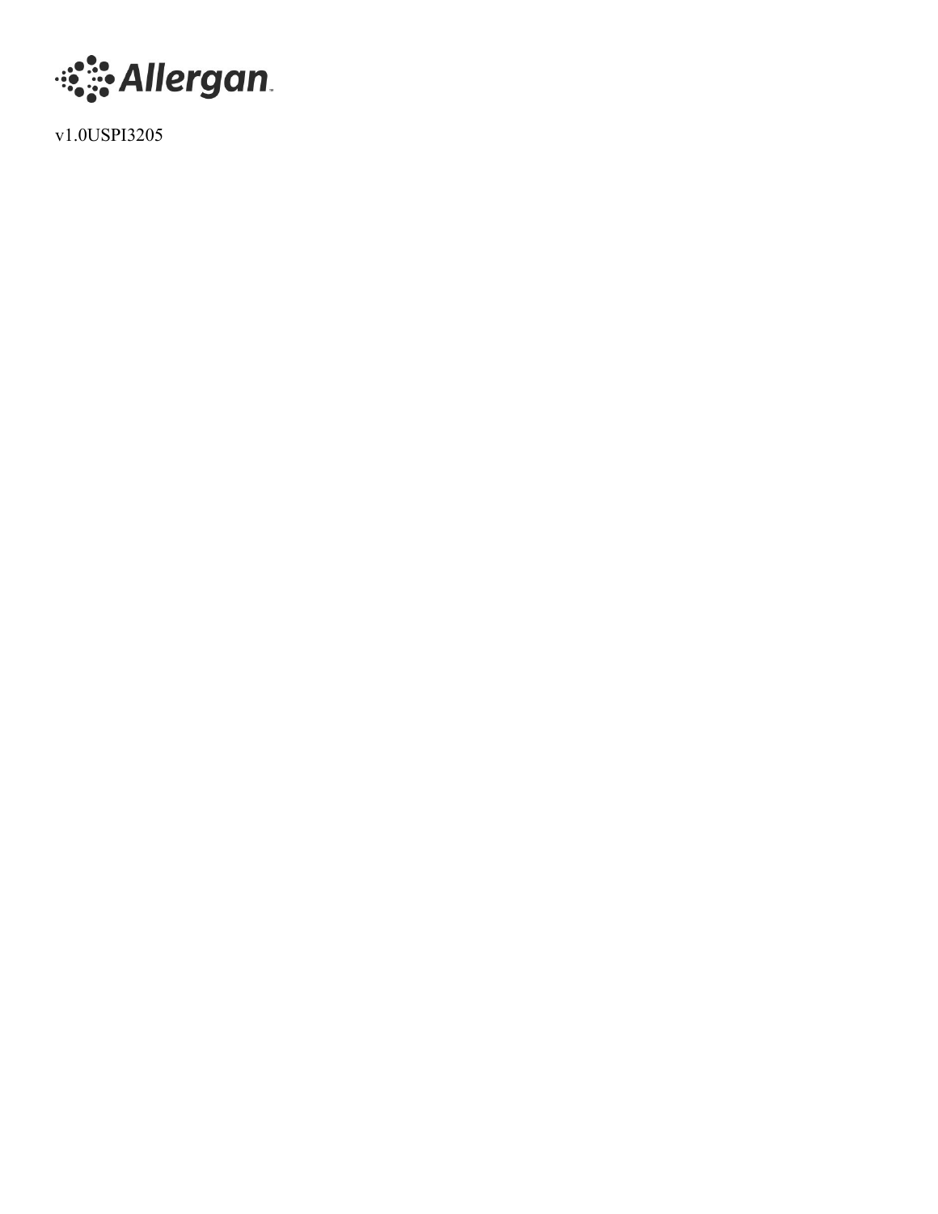Allergan™

v1.0USPI3205